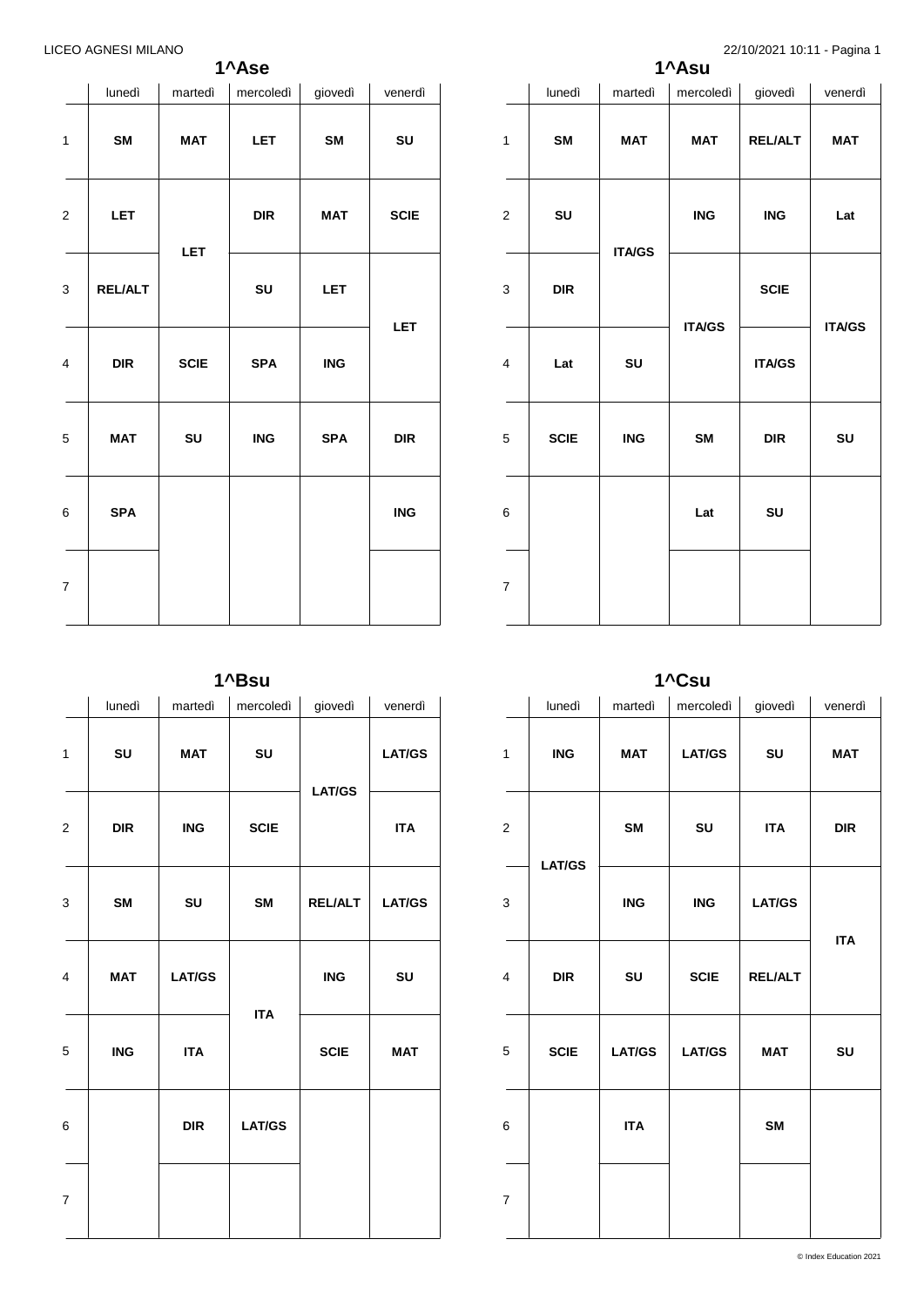LICEO AGNESI MILANO

22/10/2021 10:11

## 1^Ase

| | lunedì | martedì | mercoledì | giovedì | venerdì |
|---|---|---|---|---|---|
| 1 | SM | MAT | LET | SM | SU |
| 2 | LET | LET | DIR | MAT | SCIE |
| 3 | REL/ALT | LET | SU | LET | LET |
| 4 | DIR | SCIE | SPA | ING | LET |
| 5 | MAT | SU | ING | SPA | DIR |
| 6 | SPA | | | | ING |
| 7 | | | | | |

## 1^Asu

| | lunedì | martedì | mercoledì | giovedì | venerdì |
|---|---|---|---|---|---|
| 1 | SM | MAT | MAT | REL/ALT | MAT |
| 2 | SU | ITA/GS | ING | ING | Lat |
| 3 | DIR | ITA/GS | ITA/GS | SCIE | ITA/GS |
| 4 | Lat | SU | ITA/GS | ITA/GS | ITA/GS |
| 5 | SCIE | ING | SM | DIR | SU |
| 6 | | | Lat | SU | |
| 7 | | | | | |

## 1^Bsu

| | lunedì | martedì | mercoledì | giovedì | venerdì |
|---|---|---|---|---|---|
| 1 | SU | MAT | SU | LAT/GS | LAT/GS |
| 2 | DIR | ING | SCIE | LAT/GS | ITA |
| 3 | SM | SU | SM | REL/ALT | LAT/GS |
| 4 | MAT | LAT/GS | ITA | ING | SU |
| 5 | ING | ITA | ITA | SCIE | MAT |
| 6 | | DIR | LAT/GS | | |
| 7 | | | | | |

## 1^Csu

| | lunedì | martedì | mercoledì | giovedì | venerdì |
|---|---|---|---|---|---|
| 1 | ING | MAT | LAT/GS | SU | MAT |
| 2 | LAT/GS | SM | SU | ITA | DIR |
| 3 | LAT/GS | ING | ING | LAT/GS | ITA |
| 4 | DIR | SU | SCIE | REL/ALT | ITA |
| 5 | SCIE | LAT/GS | LAT/GS | MAT | SU |
| 6 | | ITA | | SM | |
| 7 | | | | | |

© Index Education 2021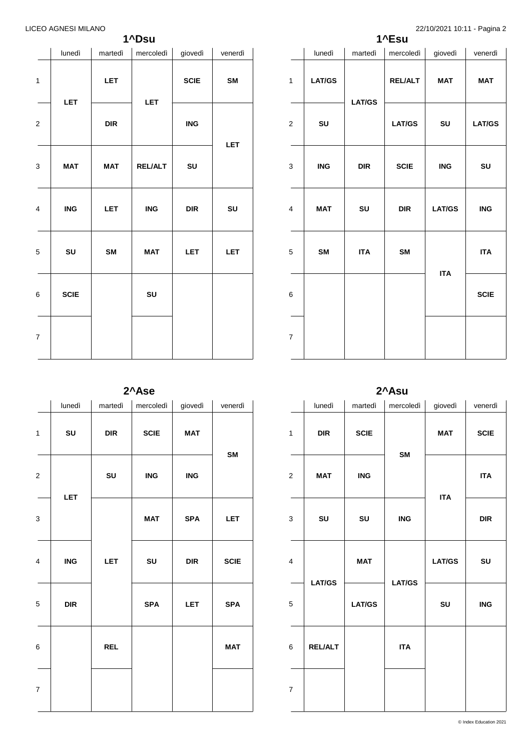## 1^Dsu

| | lunedì | martedì | mercoledì | giovedì | venerdì |
|---|---|---|---|---|---|
| 1 | LET | LET | LET | SCIE | SM |
| 2 | LET | DIR | LET | ING | LET |
| 3 | MAT | MAT | REL/ALT | SU | LET |
| 4 | ING | LET | ING | DIR | SU |
| 5 | SU | SM | MAT | LET | LET |
| 6 | SCIE | | SU | | |
| 7 | | | | | |

## 1^Esu

| | lunedì | martedì | mercoledì | giovedì | venerdì |
|---|---|---|---|---|---|
| 1 | LAT/GS | LAT/GS | REL/ALT | MAT | MAT |
| 2 | SU | LAT/GS | LAT/GS | SU | LAT/GS |
| 3 | ING | DIR | SCIE | ING | SU |
| 4 | MAT | SU | DIR | LAT/GS | ING |
| 5 | SM | ITA | SM | ITA | ITA |
| 6 | | | | ITA | SCIE |
| 7 | | | | | |

## 2^Ase

| | lunedì | martedì | mercoledì | giovedì | venerdì |
|---|---|---|---|---|---|
| 1 | SU | DIR | SCIE | MAT | SM |
| 2 | LET | SU | ING | ING | SM |
| 3 | LET | LET | MAT | SPA | LET |
| 4 | ING | LET | SU | DIR | SCIE |
| 5 | DIR | LET | SPA | LET | SPA |
| 6 | | REL | | | MAT |
| 7 | | | | | |

## 2^Asu

| | lunedì | martedì | mercoledì | giovedì | venerdì |
|---|---|---|---|---|---|
| 1 | DIR | SCIE | SM | MAT | SCIE |
| 2 | MAT | ING | SM | ITA | ITA |
| 3 | SU | SU | ING | ITA | DIR |
| 4 | LAT/GS | MAT | LAT/GS | LAT/GS | SU |
| 5 | LAT/GS | LAT/GS | LAT/GS | SU | ING |
| 6 | REL/ALT | | ITA | | |
| 7 | | | | | |

© Index Education 2021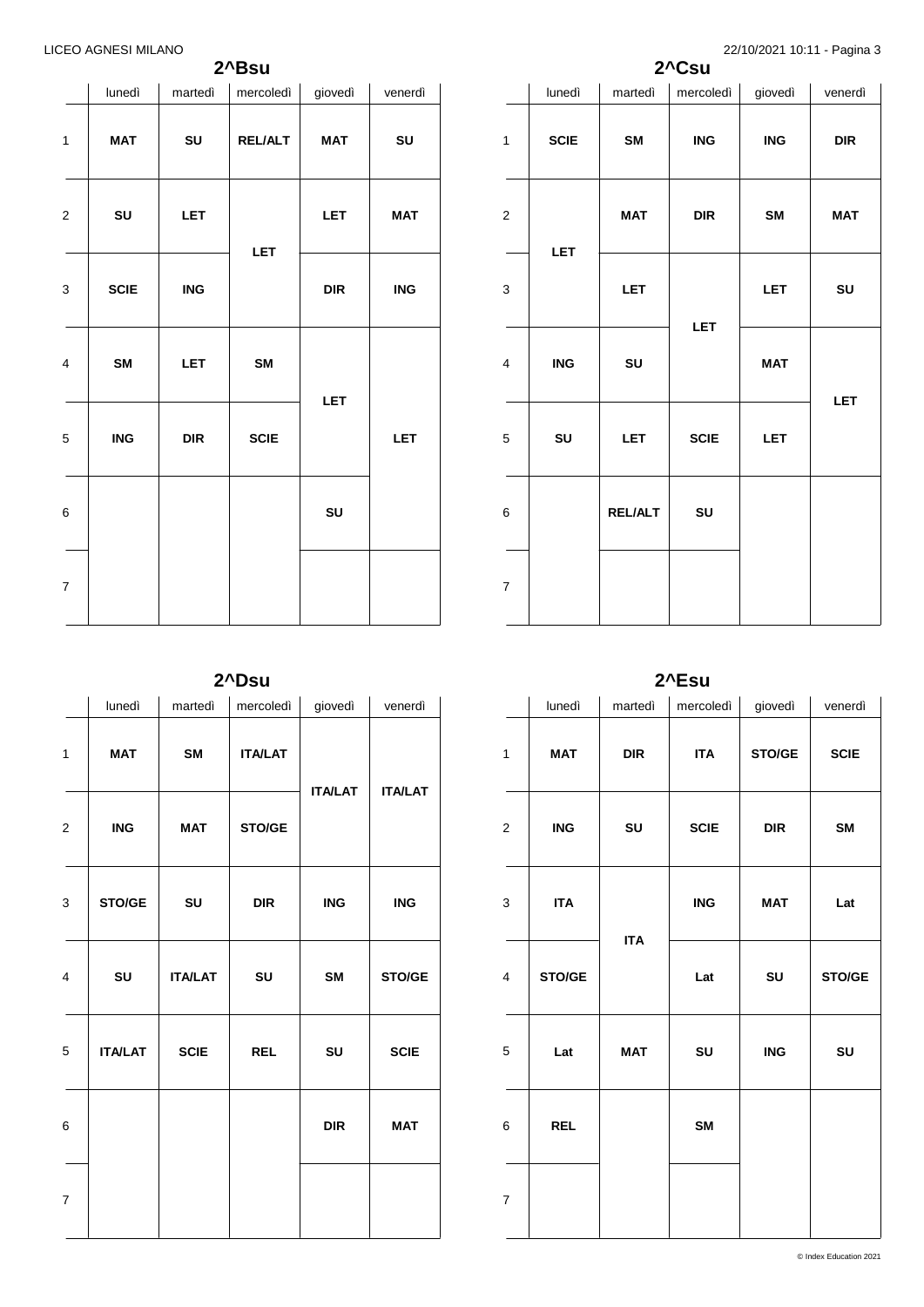## 2^Bsu

| | lunedì | martedì | mercoledì | giovedì | venerdì |
|---|---|---|---|---|---|
| 1 | MAT | SU | REL/ALT | MAT | SU |
| 2 | SU | LET | LET | LET | MAT |
| 3 | SCIE | ING | | DIR | ING |
| 4 | SM | LET | SM | LET | LET |
| 5 | ING | DIR | SCIE | | |
| 6 | | | | SU | |
| 7 | | | | | |

## 2^Csu

| | lunedì | martedì | mercoledì | giovedì | venerdì |
|---|---|---|---|---|---|
| 1 | SCIE | SM | ING | ING | DIR |
| 2 | LET | MAT | DIR | SM | MAT |
| 3 | | LET | LET | LET | SU |
| 4 | ING | SU | | MAT | LET |
| 5 | SU | LET | SCIE | LET | |
| 6 | | REL/ALT | SU | | |
| 7 | | | | | |

## 2^Dsu

| | lunedì | martedì | mercoledì | giovedì | venerdì |
|---|---|---|---|---|---|
| 1 | MAT | SM | ITA/LAT | ITA/LAT | ITA/LAT |
| 2 | ING | MAT | STO/GE | | |
| 3 | STO/GE | SU | DIR | ING | ING |
| 4 | SU | ITA/LAT | SU | SM | STO/GE |
| 5 | ITA/LAT | SCIE | REL | SU | SCIE |
| 6 | | | | DIR | MAT |
| 7 | | | | | |

## 2^Esu

| | lunedì | martedì | mercoledì | giovedì | venerdì |
|---|---|---|---|---|---|
| 1 | MAT | DIR | ITA | STO/GE | SCIE |
| 2 | ING | SU | SCIE | DIR | SM |
| 3 | ITA | ITA | ING | MAT | Lat |
| 4 | STO/GE | | Lat | SU | STO/GE |
| 5 | Lat | MAT | SU | ING | SU |
| 6 | REL | | SM | | |
| 7 | | | | | |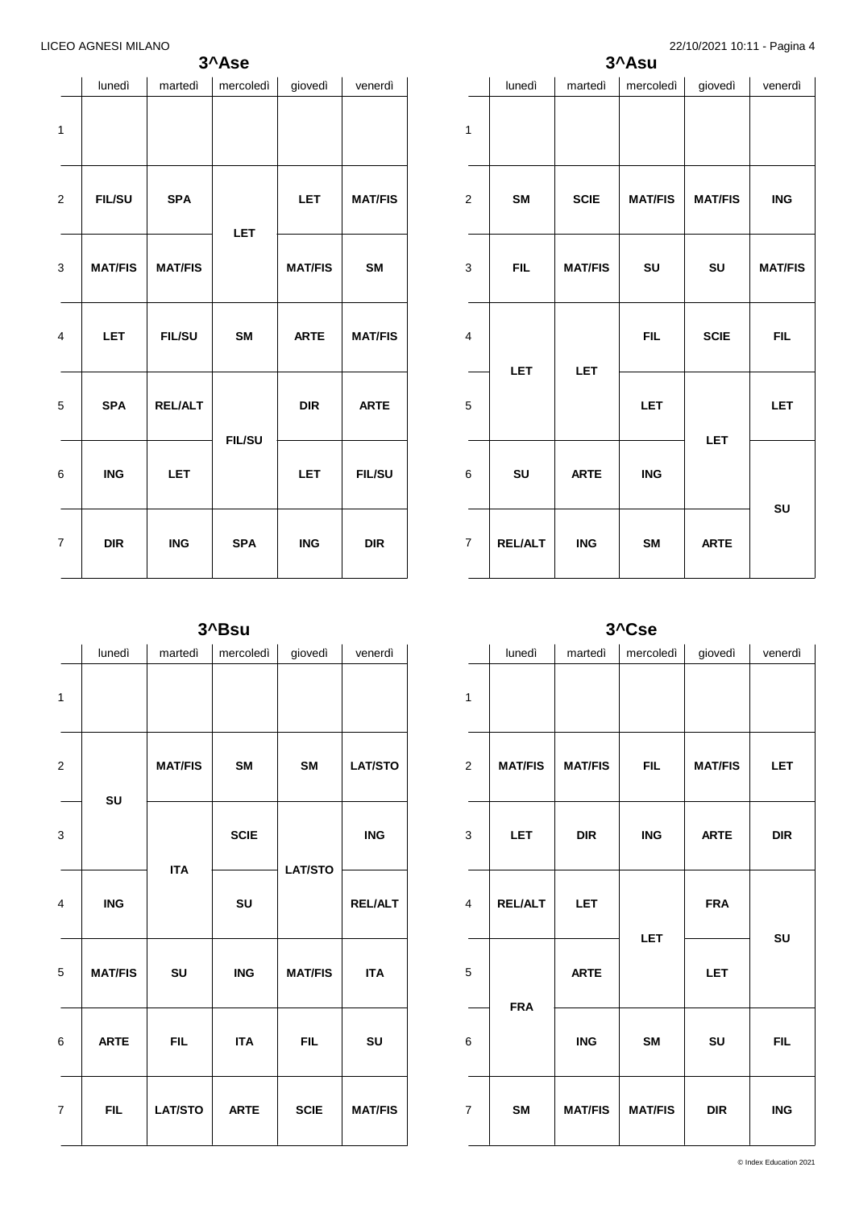## 3^Ase

| | lunedì | martedì | mercoledì | giovedì | venerdì |
|---|---|---|---|---|---|
| 1 | | | | | |
| 2 | FIL/SU | SPA | LET | LET | MAT/FIS |
| 3 | MAT/FIS | MAT/FIS | LET | MAT/FIS | SM |
| 4 | LET | FIL/SU | SM | ARTE | MAT/FIS |
| 5 | SPA | REL/ALT | FIL/SU | DIR | ARTE |
| 6 | ING | LET | FIL/SU | LET | FIL/SU |
| 7 | DIR | ING | SPA | ING | DIR |

## 3^Asu

| | lunedì | martedì | mercoledì | giovedì | venerdì |
|---|---|---|---|---|---|
| 1 | | | | | |
| 2 | SM | SCIE | MAT/FIS | MAT/FIS | ING |
| 3 | FIL | MAT/FIS | SU | SU | MAT/FIS |
| 4 | LET | LET | FIL | SCIE | FIL |
| 5 | LET | LET | LET | LET | LET |
| 6 | SU | ARTE | ING | LET | SU |
| 7 | REL/ALT | ING | SM | ARTE | SU |

## 3^Bsu

| | lunedì | martedì | mercoledì | giovedì | venerdì |
|---|---|---|---|---|---|
| 1 | | | | | |
| 2 | SU | MAT/FIS | SM | SM | LAT/STO |
| 3 | SU | ITA | SCIE | LAT/STO | ING |
| 4 | ING | ITA | SU | LAT/STO | REL/ALT |
| 5 | MAT/FIS | SU | ING | MAT/FIS | ITA |
| 6 | ARTE | FIL | ITA | FIL | SU |
| 7 | FIL | LAT/STO | ARTE | SCIE | MAT/FIS |

## 3^Cse

| | lunedì | martedì | mercoledì | giovedì | venerdì |
|---|---|---|---|---|---|
| 1 | | | | | |
| 2 | MAT/FIS | MAT/FIS | FIL | MAT/FIS | LET |
| 3 | LET | DIR | ING | ARTE | DIR |
| 4 | REL/ALT | LET | LET | FRA | SU |
| 5 | FRA | ARTE | LET | LET | SU |
| 6 | FRA | ING | SM | SU | FIL |
| 7 | SM | MAT/FIS | MAT/FIS | DIR | ING |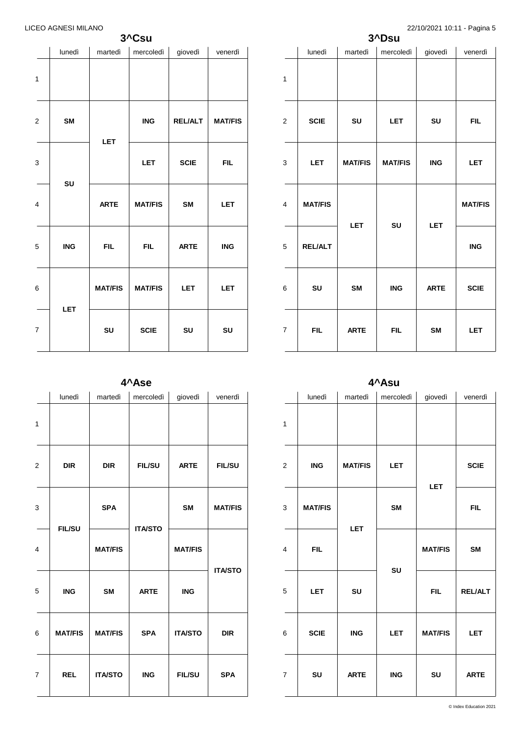## 3^Csu

| | lunedì | martedì | mercoledì | giovedì | venerdì |
|---|---|---|---|---|---|
| 1 | | | | | |
| 2 | **SM** | **LET** | **ING** | **REL/ALT** | **MAT/FIS** |
| 3 | **SU** | **LET** | **LET** | **SCIE** | **FIL** |
| 4 | **SU** | **ARTE** | **MAT/FIS** | **SM** | **LET** |
| 5 | **ING** | **FIL** | **FIL** | **ARTE** | **ING** |
| 6 | **LET** | **MAT/FIS** | **MAT/FIS** | **LET** | **LET** |
| 7 | **LET** | **SU** | **SCIE** | **SU** | **SU** |

## 3^Dsu

| | lunedì | martedì | mercoledì | giovedì | venerdì |
|---|---|---|---|---|---|
| 1 | | | | | |
| 2 | **SCIE** | **SU** | **LET** | **SU** | **FIL** |
| 3 | **LET** | **MAT/FIS** | **MAT/FIS** | **ING** | **LET** |
| 4 | **MAT/FIS** | **LET** | **SU** | **LET** | **MAT/FIS** |
| 5 | **REL/ALT** | **LET** | **SU** | **LET** | **ING** |
| 6 | **SU** | **SM** | **ING** | **ARTE** | **SCIE** |
| 7 | **FIL** | **ARTE** | **FIL** | **SM** | **LET** |

## 4^Ase

| | lunedì | martedì | mercoledì | giovedì | venerdì |
|---|---|---|---|---|---|
| 1 | | | | | |
| 2 | **DIR** | **DIR** | **FIL/SU** | **ARTE** | **FIL/SU** |
| 3 | **FIL/SU** | **SPA** | **ITA/STO** | **SM** | **MAT/FIS** |
| 4 | **FIL/SU** | **MAT/FIS** | **ITA/STO** | **MAT/FIS** | **ITA/STO** |
| 5 | **ING** | **SM** | **ARTE** | **ING** | **ITA/STO** |
| 6 | **MAT/FIS** | **MAT/FIS** | **SPA** | **ITA/STO** | **DIR** |
| 7 | **REL** | **ITA/STO** | **ING** | **FIL/SU** | **SPA** |

## 4^Asu

| | lunedì | martedì | mercoledì | giovedì | venerdì |
|---|---|---|---|---|---|
| 1 | | | | | |
| 2 | **ING** | **MAT/FIS** | **LET** | **LET** | **SCIE** |
| 3 | **MAT/FIS** | **LET** | **SM** | **LET** | **FIL** |
| 4 | **FIL** | **LET** | **SU** | **MAT/FIS** | **SM** |
| 5 | **LET** | **SU** | **SU** | **FIL** | **REL/ALT** |
| 6 | **SCIE** | **ING** | **LET** | **MAT/FIS** | **LET** |
| 7 | **SU** | **ARTE** | **ING** | **SU** | **ARTE** |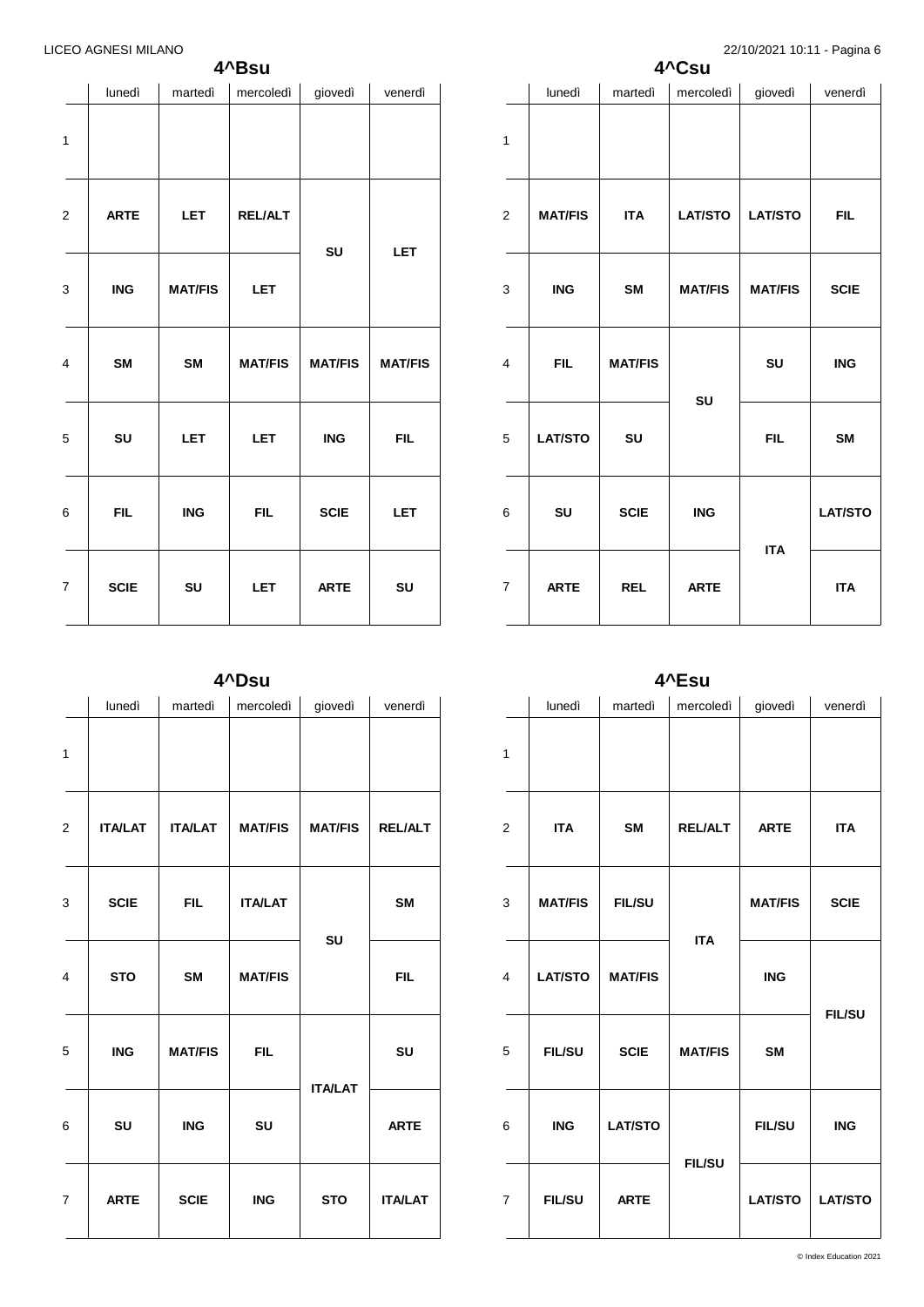## 4^Bsu

| | lunedì | martedì | mercoledì | giovedì | venerdì |
|---|---|---|---|---|---|
| 1 | | | | | |
| 2 | **ARTE** | **LET** | **REL/ALT** | **SU** | **LET** |
| 3 | **ING** | **MAT/FIS** | **LET** | **SU** | **LET** |
| 4 | **SM** | **SM** | **MAT/FIS** | **MAT/FIS** | **MAT/FIS** |
| 5 | **SU** | **LET** | **LET** | **ING** | **FIL** |
| 6 | **FIL** | **ING** | **FIL** | **SCIE** | **LET** |
| 7 | **SCIE** | **SU** | **LET** | **ARTE** | **SU** |

## 4^Csu

| | lunedì | martedì | mercoledì | giovedì | venerdì |
|---|---|---|---|---|---|
| 1 | | | | | |
| 2 | **MAT/FIS** | **ITA** | **LAT/STO** | **LAT/STO** | **FIL** |
| 3 | **ING** | **SM** | **MAT/FIS** | **MAT/FIS** | **SCIE** |
| 4 | **FIL** | **MAT/FIS** | **SU** | **SU** | **ING** |
| 5 | **LAT/STO** | **SU** | **SU** | **FIL** | **SM** |
| 6 | **SU** | **SCIE** | **ING** | **ITA** | **LAT/STO** |
| 7 | **ARTE** | **REL** | **ARTE** | **ITA** | **ITA** |

## 4^Dsu

| | lunedì | martedì | mercoledì | giovedì | venerdì |
|---|---|---|---|---|---|
| 1 | | | | | |
| 2 | **ITA/LAT** | **ITA/LAT** | **MAT/FIS** | **MAT/FIS** | **REL/ALT** |
| 3 | **SCIE** | **FIL** | **ITA/LAT** | **SU** | **SM** |
| 4 | **STO** | **SM** | **MAT/FIS** | **SU** | **FIL** |
| 5 | **ING** | **MAT/FIS** | **FIL** | **ITA/LAT** | **SU** |
| 6 | **SU** | **ING** | **SU** | **ITA/LAT** | **ARTE** |
| 7 | **ARTE** | **SCIE** | **ING** | **STO** | **ITA/LAT** |

## 4^Esu

| | lunedì | martedì | mercoledì | giovedì | venerdì |
|---|---|---|---|---|---|
| 1 | | | | | |
| 2 | **ITA** | **SM** | **REL/ALT** | **ARTE** | **ITA** |
| 3 | **MAT/FIS** | **FIL/SU** | **ITA** | **MAT/FIS** | **SCIE** |
| 4 | **LAT/STO** | **MAT/FIS** | **ITA** | **ING** | **FIL/SU** |
| 5 | **FIL/SU** | **SCIE** | **MAT/FIS** | **SM** | **FIL/SU** |
| 6 | **ING** | **LAT/STO** | **FIL/SU** | **FIL/SU** | **ING** |
| 7 | **FIL/SU** | **ARTE** | **FIL/SU** | **LAT/STO** | **LAT/STO** |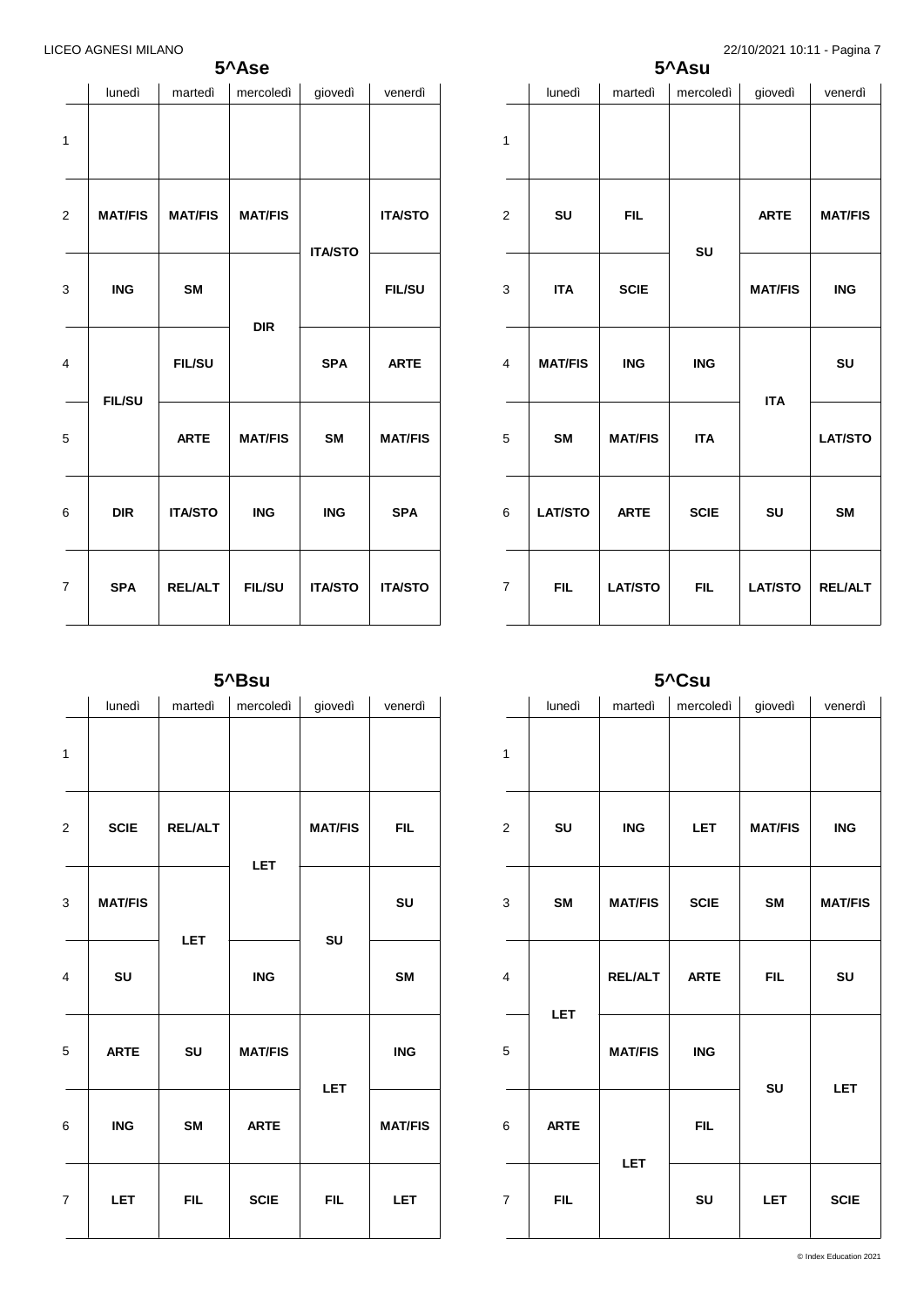## 5^Ase

| | lunedì | martedì | mercoledì | giovedì | venerdì |
|---|---|---|---|---|---|
| 1 | | | | | |
| 2 | **MAT/FIS** | **MAT/FIS** | **MAT/FIS** | **ITA/STO** | **ITA/STO** |
| 3 | **ING** | **SM** | **DIR** | **ITA/STO** | **FIL/SU** |
| 4 | **FIL/SU** | **FIL/SU** | **DIR** | **SPA** | **ARTE** |
| 5 | **FIL/SU** | **ARTE** | **MAT/FIS** | **SM** | **MAT/FIS** |
| 6 | **DIR** | **ITA/STO** | **ING** | **ING** | **SPA** |
| 7 | **SPA** | **REL/ALT** | **FIL/SU** | **ITA/STO** | **ITA/STO** |

## 5^Asu

| | lunedì | martedì | mercoledì | giovedì | venerdì |
|---|---|---|---|---|---|
| 1 | | | | | |
| 2 | **SU** | **FIL** | **SU** | **ARTE** | **MAT/FIS** |
| 3 | **ITA** | **SCIE** | **SU** | **MAT/FIS** | **ING** |
| 4 | **MAT/FIS** | **ING** | **ING** | **ITA** | **SU** |
| 5 | **SM** | **MAT/FIS** | **ITA** | **ITA** | **LAT/STO** |
| 6 | **LAT/STO** | **ARTE** | **SCIE** | **SU** | **SM** |
| 7 | **FIL** | **LAT/STO** | **FIL** | **LAT/STO** | **REL/ALT** |

## 5^Bsu

| | lunedì | martedì | mercoledì | giovedì | venerdì |
|---|---|---|---|---|---|
| 1 | | | | | |
| 2 | **SCIE** | **REL/ALT** | **LET** | **MAT/FIS** | **FIL** |
| 3 | **MAT/FIS** | **LET** | **LET** | **SU** | **SU** |
| 4 | **SU** | **LET** | **ING** | **SU** | **SM** |
| 5 | **ARTE** | **SU** | **MAT/FIS** | **LET** | **ING** |
| 6 | **ING** | **SM** | **ARTE** | **LET** | **MAT/FIS** |
| 7 | **LET** | **FIL** | **SCIE** | **FIL** | **LET** |

## 5^Csu

| | lunedì | martedì | mercoledì | giovedì | venerdì |
|---|---|---|---|---|---|
| 1 | | | | | |
| 2 | **SU** | **ING** | **LET** | **MAT/FIS** | **ING** |
| 3 | **SM** | **MAT/FIS** | **SCIE** | **SM** | **MAT/FIS** |
| 4 | **LET** | **REL/ALT** | **ARTE** | **FIL** | **SU** |
| 5 | **LET** | **MAT/FIS** | **ING** | **SU** | **LET** |
| 6 | **ARTE** | **LET** | **FIL** | **SU** | **LET** |
| 7 | **FIL** | **LET** | **SU** | **LET** | **SCIE** |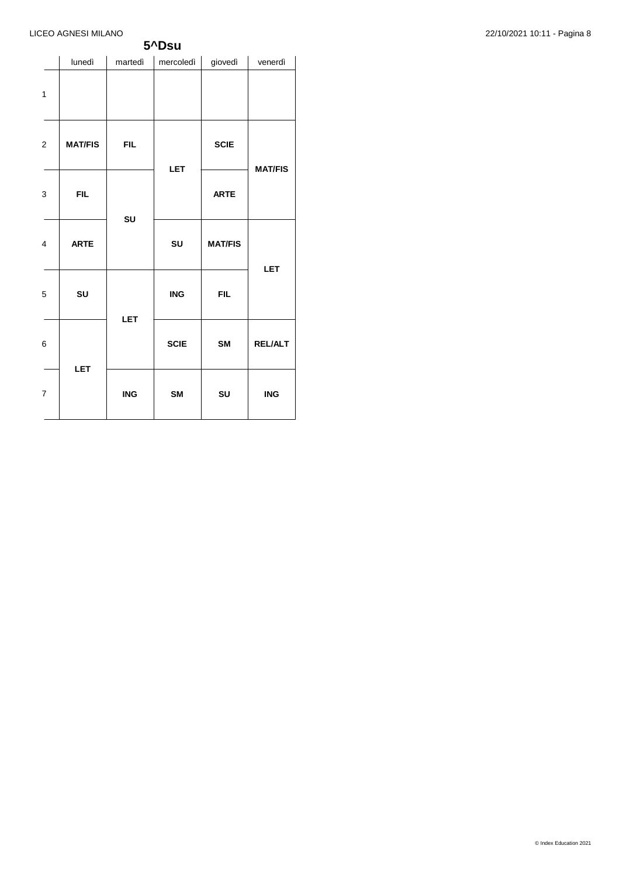## 5^Dsu

| | lunedì | martedì | mercoledì | giovedì | venerdì |
|---|---|---|---|---|---|
| 1 | | | | | |
| 2 | **MAT/FIS** | **FIL** | **LET** | **SCIE** | **MAT/FIS** |
| 3 | **FIL** | **SU** | **LET** | **ARTE** | **MAT/FIS** |
| 4 | **ARTE** | **SU** | **SU** | **MAT/FIS** | **LET** |
| 5 | **SU** | **LET** | **ING** | **FIL** | **LET** |
| 6 | **LET** | **LET** | **SCIE** | **SM** | **REL/ALT** |
| 7 | **LET** | **ING** | **SM** | **SU** | **ING** |